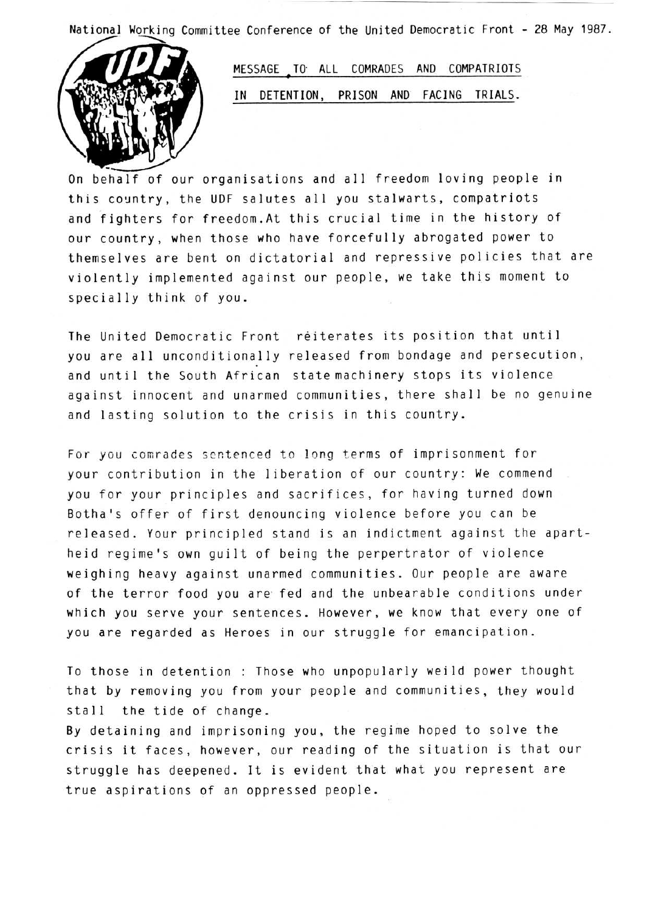National Working Committee Conference of the United Democratic Front - 28 May 1987.

UDF

MESSAGE TO ALL COMRADES AND COMPATRIOTS IN DETENTION, PRISON AND FACING TRIALS.

On behalf of our organisations and all freedom loving people in this country, the UDF salutes all you stalwarts, compatriots and fighters for freedom.At this crucial time in the history of our country, when those who have forcefully abrogated power to themselves are bent on dictatorial and repressive policies that are violently implemented against our people, we take this moment to specially think of you.

The United Democratic Front reiterates its position that until you are all unconditionally released from bondage and persecution, and until the South African state machinery stops its violence against innocent and unarmed communities, there shall be no genuine and lasting solution to the crisis in this country.

For you comrades sentenced to long terms of imprisonment for your contribution in the liberation of our country: We commend you for your principles and sacrifices, for having turned down Botha's offer of first denouncing violence before you can be released. Your principled stand is an indictment against the apartheid regime's own guilt of being the perpertrator of violence weighing heavy against unarmed communities. Our people are aware of the terror food you are fed and the unbearable conditions under which you serve your sentences. However, we know that every one of you are regarded as Heroes in our struggle for emancipation.

To those in detention : Those who unpopularly weild power thought that by removing you from your people and communities, they would stall the tide of change.
By detaining and imprisoning you, the regime hoped to solve the crisis it faces, however, our reading of the situation is that our struggle has deepened. It is evident that what you represent are true aspirations of an oppressed people.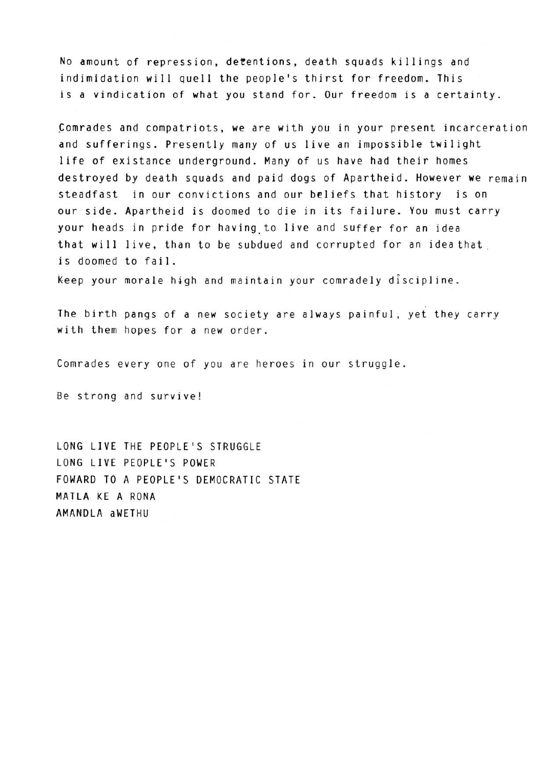No amount of repression, detentions, death squads killings and indimidation will quell the people's thirst for freedom. This is a vindication of what you stand for. Our freedom is a certainty.

Comrades and compatriots, we are with you in your present incarceration and sufferings. Presently many of us live an impossible twilight life of existance underground. Many of us have had their homes destroyed by death squads and paid dogs of Apartheid. However we remain steadfast in our convictions and our beliefs that history is on our side. Apartheid is doomed to die in its failure. You must carry your heads in pride for having to live and suffer for an idea that will live, than to be subdued and corrupted for an idea that is doomed to fail.

Keep your morale high and maintain your comradely discipline.

The birth pangs of a new society are always painful, yet they carry with them hopes for a new order.

Comrades every one of you are heroes in our struggle.

Be strong and survive!

LONG LIVE THE PEOPLE'S STRUGGLE
LONG LIVE PEOPLE'S POWER
FOWARD TO A PEOPLE'S DEMOCRATIC STATE
MATLA KE A RONA
AMANDLA aWETHU